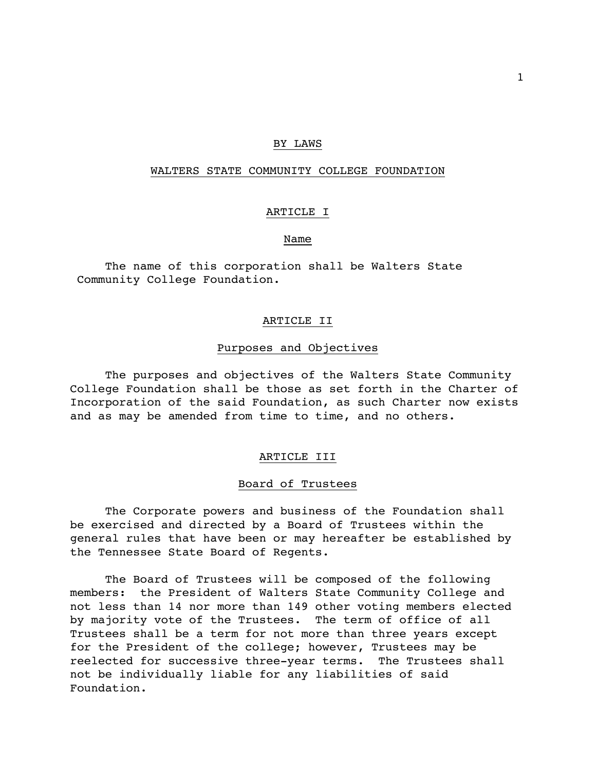# BY LAWS

## WALTERS STATE COMMUNITY COLLEGE FOUNDATION

### ARTICLE I

### Name

The name of this corporation shall be Walters State Community College Foundation.

### ARTICLE II

### Purposes and Objectives

The purposes and objectives of the Walters State Community College Foundation shall be those as set forth in the Charter of Incorporation of the said Foundation, as such Charter now exists and as may be amended from time to time, and no others.

### ARTICLE III

### Board of Trustees

The Corporate powers and business of the Foundation shall be exercised and directed by a Board of Trustees within the general rules that have been or may hereafter be established by the Tennessee State Board of Regents.

The Board of Trustees will be composed of the following members: the President of Walters State Community College and not less than 14 nor more than 149 other voting members elected by majority vote of the Trustees. The term of office of all Trustees shall be a term for not more than three years except for the President of the college; however, Trustees may be reelected for successive three-year terms. The Trustees shall not be individually liable for any liabilities of said Foundation.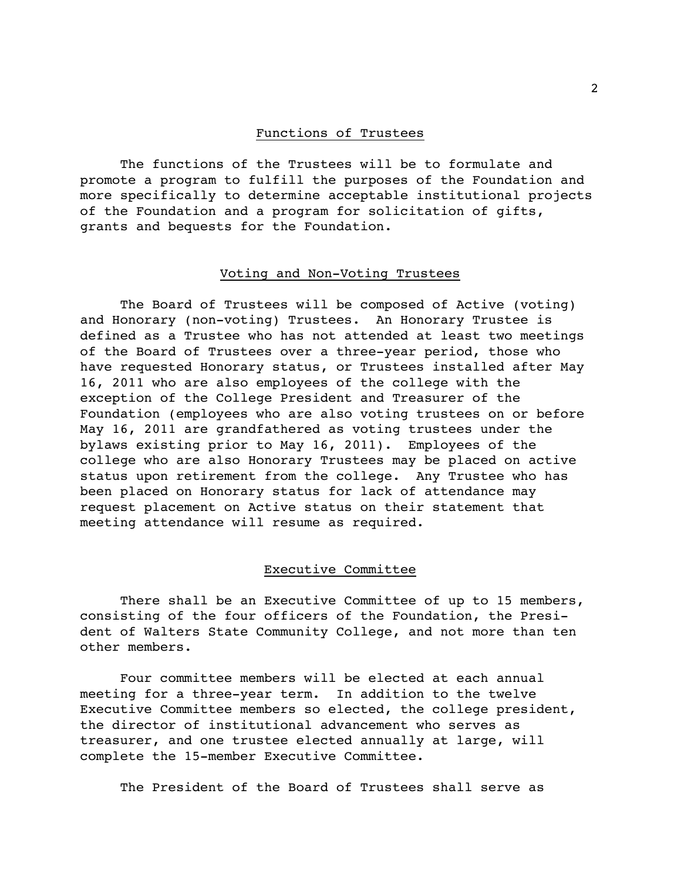## Functions of Trustees

The functions of the Trustees will be to formulate and promote a program to fulfill the purposes of the Foundation and more specifically to determine acceptable institutional projects of the Foundation and a program for solicitation of gifts, grants and bequests for the Foundation.

## Voting and Non-Voting Trustees

The Board of Trustees will be composed of Active (voting) and Honorary (non-voting) Trustees. An Honorary Trustee is defined as a Trustee who has not attended at least two meetings of the Board of Trustees over a three-year period, those who have requested Honorary status, or Trustees installed after May 16, 2011 who are also employees of the college with the exception of the College President and Treasurer of the Foundation (employees who are also voting trustees on or before May 16, 2011 are grandfathered as voting trustees under the bylaws existing prior to May 16, 2011). Employees of the college who are also Honorary Trustees may be placed on active status upon retirement from the college. Any Trustee who has been placed on Honorary status for lack of attendance may request placement on Active status on their statement that meeting attendance will resume as required.

## Executive Committee

There shall be an Executive Committee of up to 15 members, consisting of the four officers of the Foundation, the President of Walters State Community College, and not more than ten other members.

Four committee members will be elected at each annual meeting for a three-year term. In addition to the twelve Executive Committee members so elected, the college president, the director of institutional advancement who serves as treasurer, and one trustee elected annually at large, will complete the 15-member Executive Committee.

The President of the Board of Trustees shall serve as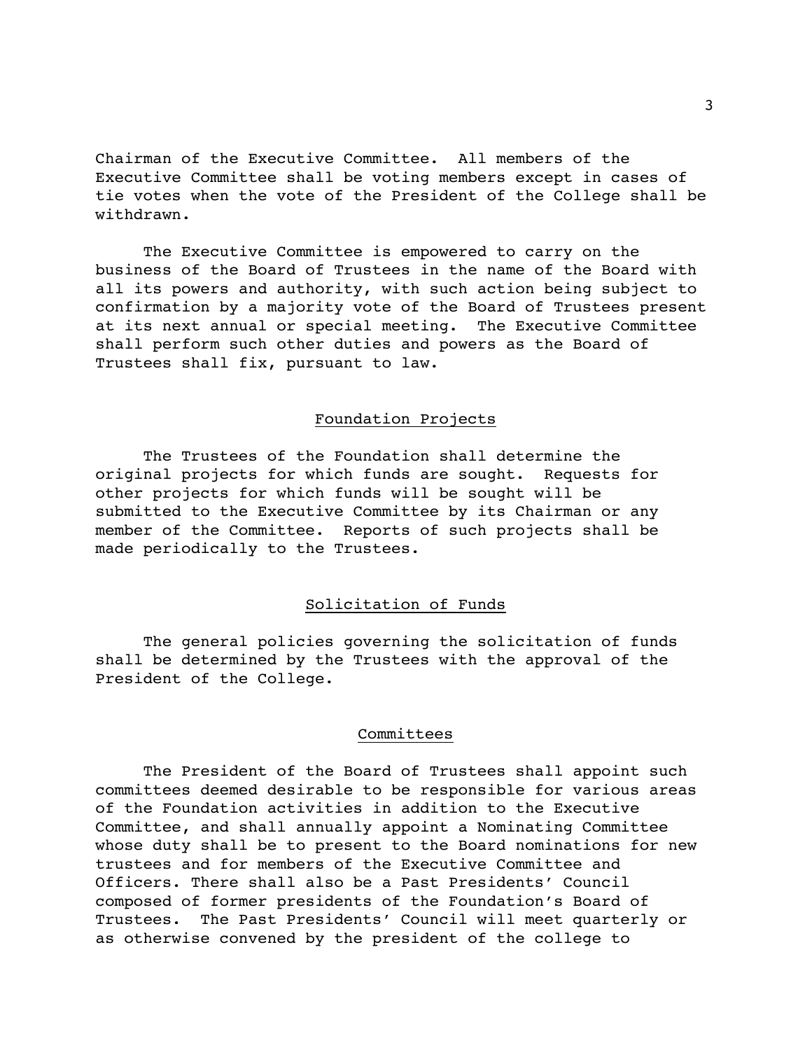Chairman of the Executive Committee. All members of the Executive Committee shall be voting members except in cases of tie votes when the vote of the President of the College shall be withdrawn.

The Executive Committee is empowered to carry on the business of the Board of Trustees in the name of the Board with all its powers and authority, with such action being subject to confirmation by a majority vote of the Board of Trustees present at its next annual or special meeting. The Executive Committee shall perform such other duties and powers as the Board of Trustees shall fix, pursuant to law.

## Foundation Projects

The Trustees of the Foundation shall determine the original projects for which funds are sought. Requests for other projects for which funds will be sought will be submitted to the Executive Committee by its Chairman or any member of the Committee. Reports of such projects shall be made periodically to the Trustees.

## Solicitation of Funds

The general policies governing the solicitation of funds shall be determined by the Trustees with the approval of the President of the College.

## Committees

The President of the Board of Trustees shall appoint such committees deemed desirable to be responsible for various areas of the Foundation activities in addition to the Executive Committee, and shall annually appoint a Nominating Committee whose duty shall be to present to the Board nominations for new trustees and for members of the Executive Committee and Officers. There shall also be a Past Presidents' Council composed of former presidents of the Foundation's Board of Trustees. The Past Presidents' Council will meet quarterly or as otherwise convened by the president of the college to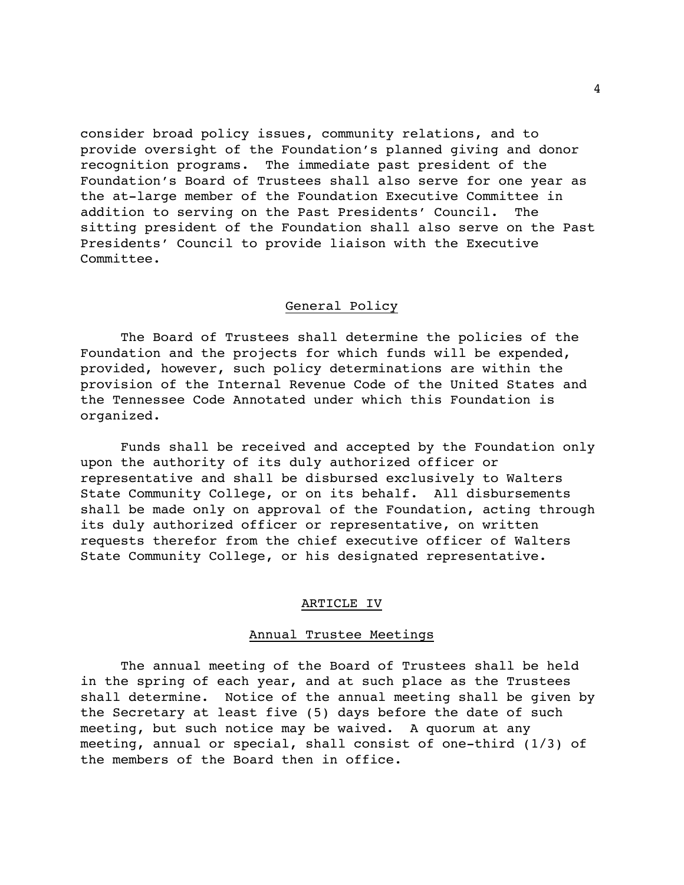consider broad policy issues, community relations, and to provide oversight of the Foundation's planned giving and donor recognition programs. The immediate past president of the Foundation's Board of Trustees shall also serve for one year as the at-large member of the Foundation Executive Committee in addition to serving on the Past Presidents' Council. The sitting president of the Foundation shall also serve on the Past Presidents' Council to provide liaison with the Executive Committee.

## General Policy

The Board of Trustees shall determine the policies of the Foundation and the projects for which funds will be expended, provided, however, such policy determinations are within the provision of the Internal Revenue Code of the United States and the Tennessee Code Annotated under which this Foundation is organized.

Funds shall be received and accepted by the Foundation only upon the authority of its duly authorized officer or representative and shall be disbursed exclusively to Walters State Community College, or on its behalf. All disbursements shall be made only on approval of the Foundation, acting through its duly authorized officer or representative, on written requests therefor from the chief executive officer of Walters State Community College, or his designated representative.

# ARTICLE IV

## Annual Trustee Meetings

The annual meeting of the Board of Trustees shall be held in the spring of each year, and at such place as the Trustees shall determine. Notice of the annual meeting shall be given by the Secretary at least five (5) days before the date of such meeting, but such notice may be waived. A quorum at any meeting, annual or special, shall consist of one-third (1/3) of the members of the Board then in office.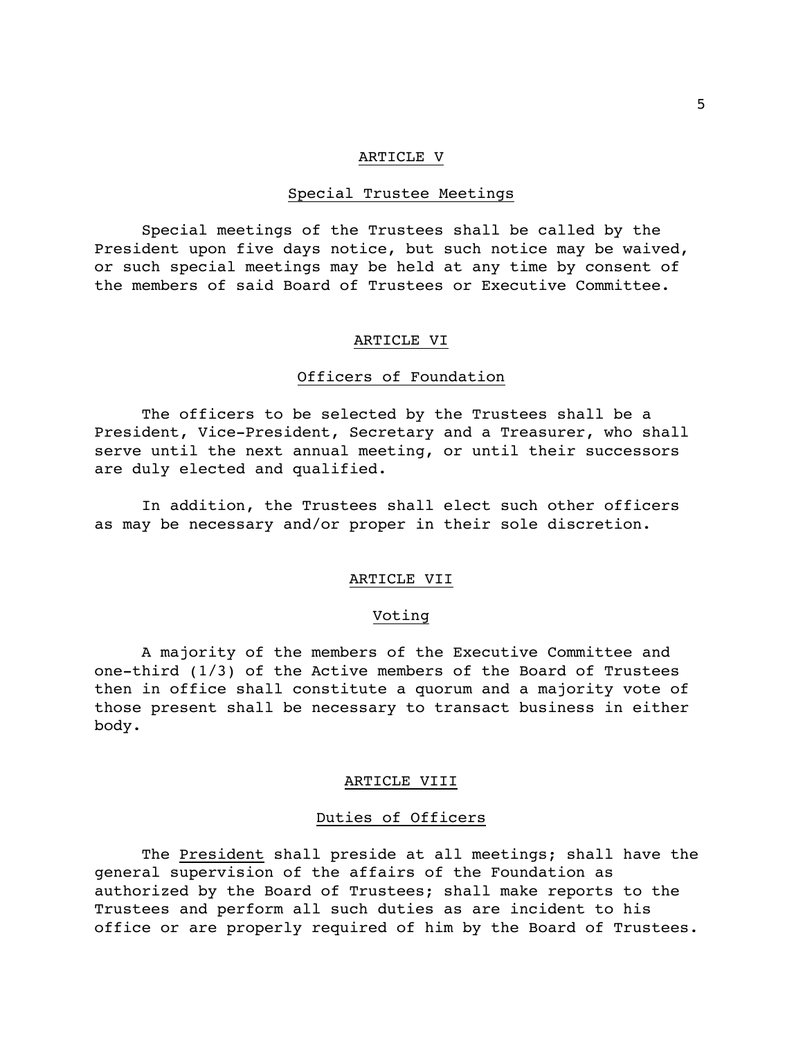## ARTICLE V

### Special Trustee Meetings

Special meetings of the Trustees shall be called by the President upon five days notice, but such notice may be waived, or such special meetings may be held at any time by consent of the members of said Board of Trustees or Executive Committee.

## ARTICLE VI

### Officers of Foundation

The officers to be selected by the Trustees shall be a President, Vice-President, Secretary and a Treasurer, who shall serve until the next annual meeting, or until their successors are duly elected and qualified.

In addition, the Trustees shall elect such other officers as may be necessary and/or proper in their sole discretion.

## ARTICLE VII

### Voting

A majority of the members of the Executive Committee and one-third (1/3) of the Active members of the Board of Trustees then in office shall constitute a quorum and a majority vote of those present shall be necessary to transact business in either body.

## ARTICLE VIII

### Duties of Officers

The President shall preside at all meetings; shall have the general supervision of the affairs of the Foundation as authorized by the Board of Trustees; shall make reports to the Trustees and perform all such duties as are incident to his office or are properly required of him by the Board of Trustees.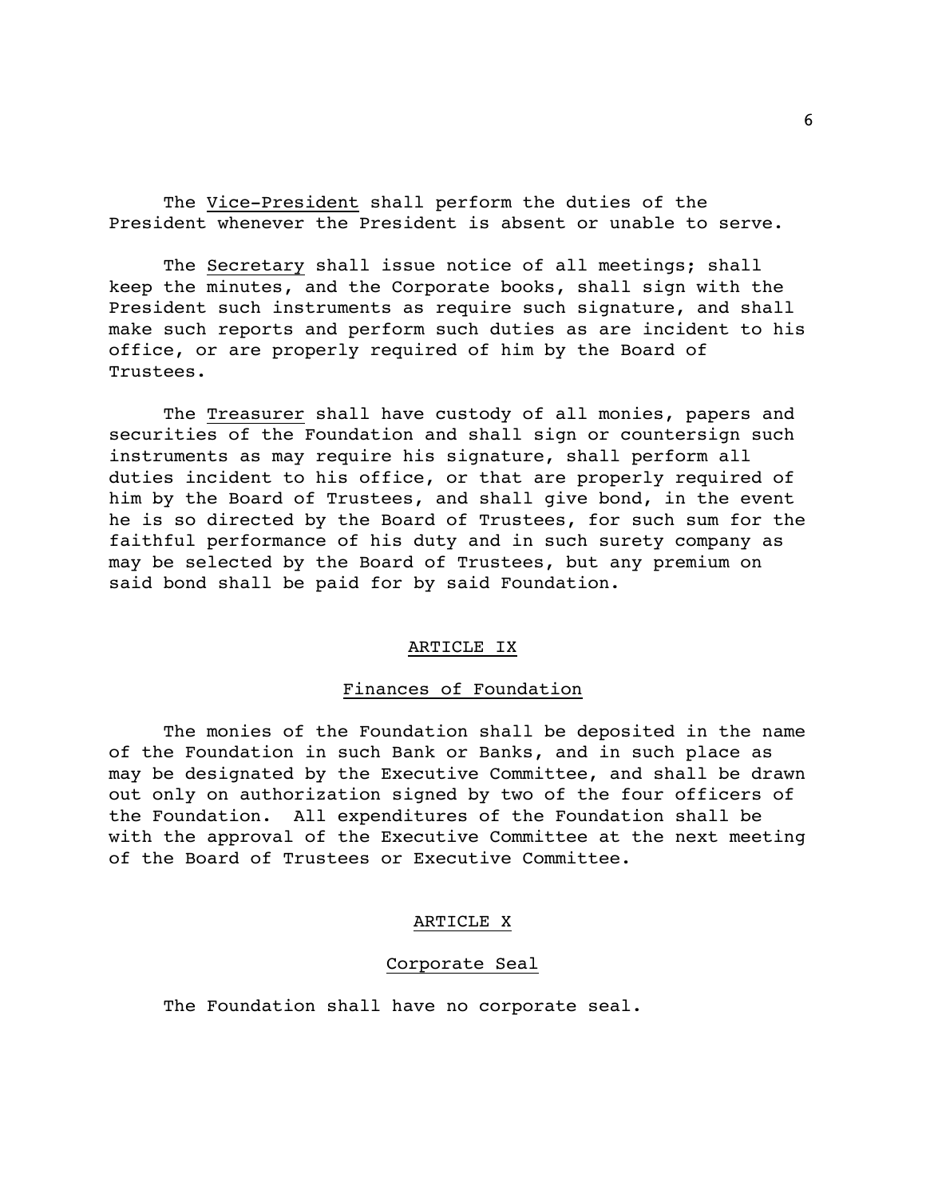The Vice-President shall perform the duties of the President whenever the President is absent or unable to serve.

The Secretary shall issue notice of all meetings; shall keep the minutes, and the Corporate books, shall sign with the President such instruments as require such signature, and shall make such reports and perform such duties as are incident to his office, or are properly required of him by the Board of Trustees.

The Treasurer shall have custody of all monies, papers and securities of the Foundation and shall sign or countersign such instruments as may require his signature, shall perform all duties incident to his office, or that are properly required of him by the Board of Trustees, and shall give bond, in the event he is so directed by the Board of Trustees, for such sum for the faithful performance of his duty and in such surety company as may be selected by the Board of Trustees, but any premium on said bond shall be paid for by said Foundation.

## ARTICLE IX

### Finances of Foundation

The monies of the Foundation shall be deposited in the name of the Foundation in such Bank or Banks, and in such place as may be designated by the Executive Committee, and shall be drawn out only on authorization signed by two of the four officers of the Foundation. All expenditures of the Foundation shall be with the approval of the Executive Committee at the next meeting of the Board of Trustees or Executive Committee.

## ARTICLE X

### Corporate Seal

The Foundation shall have no corporate seal.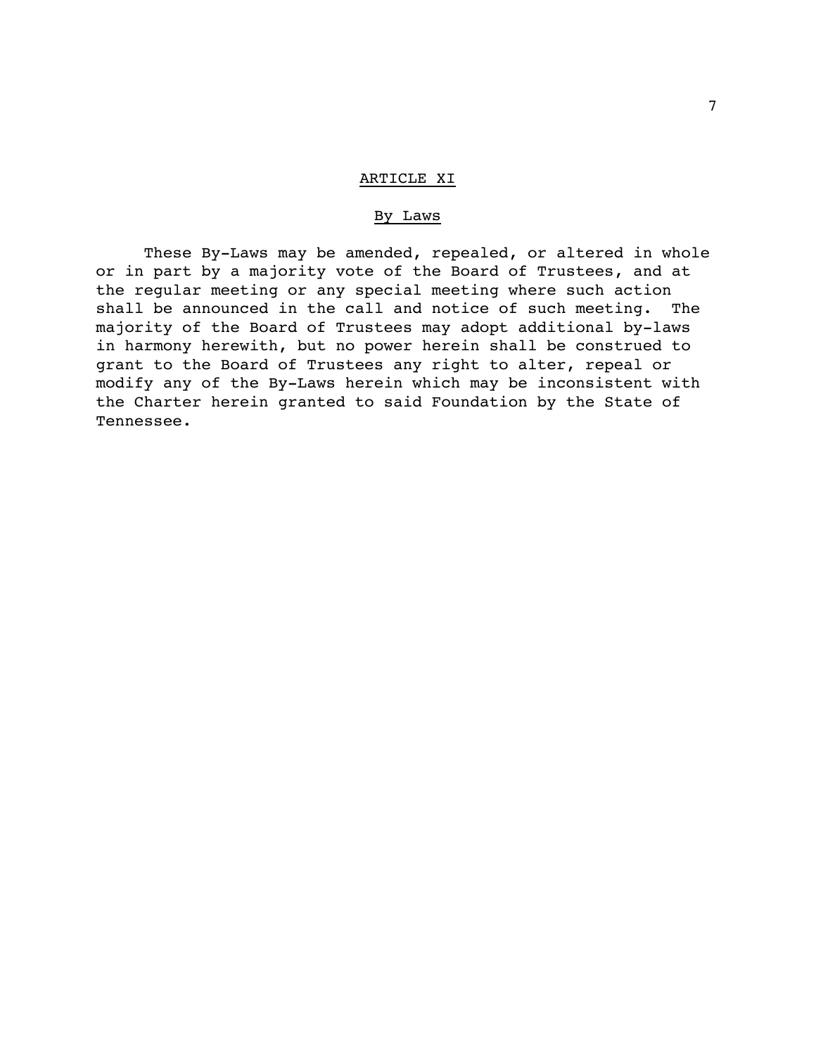## ARTICLE XI

### By Laws

These By-Laws may be amended, repealed, or altered in whole or in part by a majority vote of the Board of Trustees, and at the regular meeting or any special meeting where such action shall be announced in the call and notice of such meeting. The majority of the Board of Trustees may adopt additional by-laws in harmony herewith, but no power herein shall be construed to grant to the Board of Trustees any right to alter, repeal or modify any of the By-Laws herein which may be inconsistent with the Charter herein granted to said Foundation by the State of Tennessee.